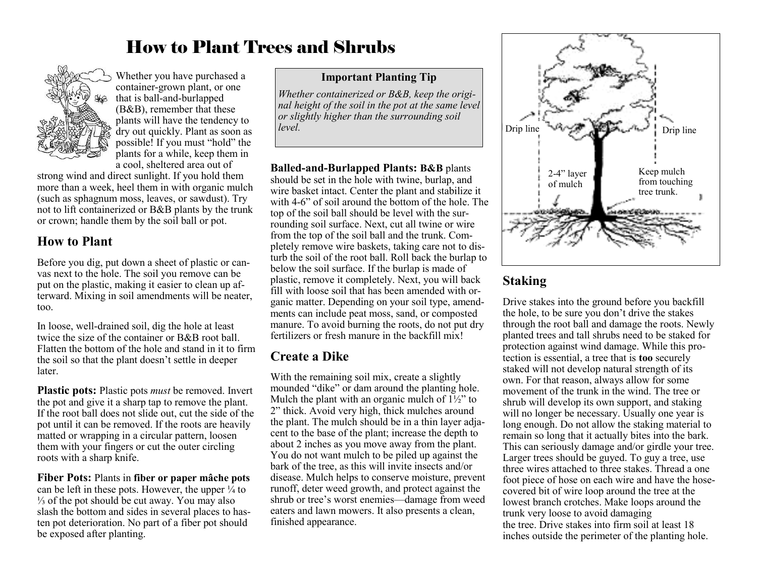# How to Plant Trees and Shrubs

Whether you have purchased a container-grown plant, or one that is ball-and-burlapped (B&B), remember that these plants will have the tendency to dry out quickly. Plant as soon as possible! If you must "hold" the plants for a while, keep them in a cool, sheltered area out of strong wind and direct sunlight. If you hold them more than a week, heel them in with organic mulch (such as sphagnum moss, leaves, or sawdust). Try not to lift containerized or B&B plants by the trunk or crown; handle them by the soil ball or pot.

## How to Plant

Before you dig, put down a sheet of plastic or canvas next to the hole. The soil you remove can be put on the plastic, making it easier to clean up afterward. Mixing in soil amendments will be neater, too.

In loose, well-drained soil, dig the hole at least twice the size of the container or B&B root ball. Flatten the bottom of the hole and stand in it to firm the soil so that the plant doesn't settle in deeper later.

**Plastic pots:** Plastic pots *must* be removed. Invert the pot and give it a sharp tap to remove the plant. If the root ball does not slide out, cut the side of the pot until it can be removed. If the roots are heavily matted or wrapping in a circular pattern, loosen them with your fingers or cut the outer circling roots with a sharp knife.

**Fiber Pots:** Plants in **fiber or paper mâche pots** can be left in these pots. However, the upper ¼ to ⅓ of the pot should be cut away. You may also slash the bottom and sides in several places to hasten pot deterioration. No part of a fiber pot should be exposed after planting.

> **Important Planting Tip**
>
> *Whether containerized or B&B, keep the original height of the soil in the pot at the same level or slightly higher than the surrounding soil level.*

**Balled-and-Burlapped Plants: B&B** plants should be set in the hole with twine, burlap, and wire basket intact. Center the plant and stabilize it with 4-6" of soil around the bottom of the hole. The top of the soil ball should be level with the surrounding soil surface. Next, cut all twine or wire from the top of the soil ball and the trunk. Completely remove wire baskets, taking care not to disturb the soil of the root ball. Roll back the burlap to below the soil surface. If the burlap is made of plastic, remove it completely. Next, you will back fill with loose soil that has been amended with organic matter. Depending on your soil type, amendments can include peat moss, sand, or composted manure. To avoid burning the roots, do not put dry fertilizers or fresh manure in the backfill mix!

## Create a Dike

With the remaining soil mix, create a slightly mounded "dike" or dam around the planting hole. Mulch the plant with an organic mulch of 1½" to 2" thick. Avoid very high, thick mulches around the plant. The mulch should be in a thin layer adjacent to the base of the plant; increase the depth to about 2 inches as you move away from the plant. You do not want mulch to be piled up against the bark of the tree, as this will invite insects and/or disease. Mulch helps to conserve moisture, prevent runoff, deter weed growth, and protect against the shrub or tree's worst enemies—damage from weed eaters and lawn mowers. It also presents a clean, finished appearance.

Drip line | Drip line | 2-4" layer of mulch | Keep mulch from touching tree trunk.

## Staking

Drive stakes into the ground before you backfill the hole, to be sure you don't drive the stakes through the root ball and damage the roots. Newly planted trees and tall shrubs need to be staked for protection against wind damage. While this protection is essential, a tree that is **too** securely staked will not develop natural strength of its own. For that reason, always allow for some movement of the trunk in the wind. The tree or shrub will develop its own support, and staking will no longer be necessary. Usually one year is long enough. Do not allow the staking material to remain so long that it actually bites into the bark. This can seriously damage and/or girdle your tree. Larger trees should be guyed. To guy a tree, use three wires attached to three stakes. Thread a one foot piece of hose on each wire and have the hose-covered bit of wire loop around the tree at the lowest branch crotches. Make loops around the trunk very loose to avoid damaging the tree. Drive stakes into firm soil at least 18 inches outside the perimeter of the planting hole.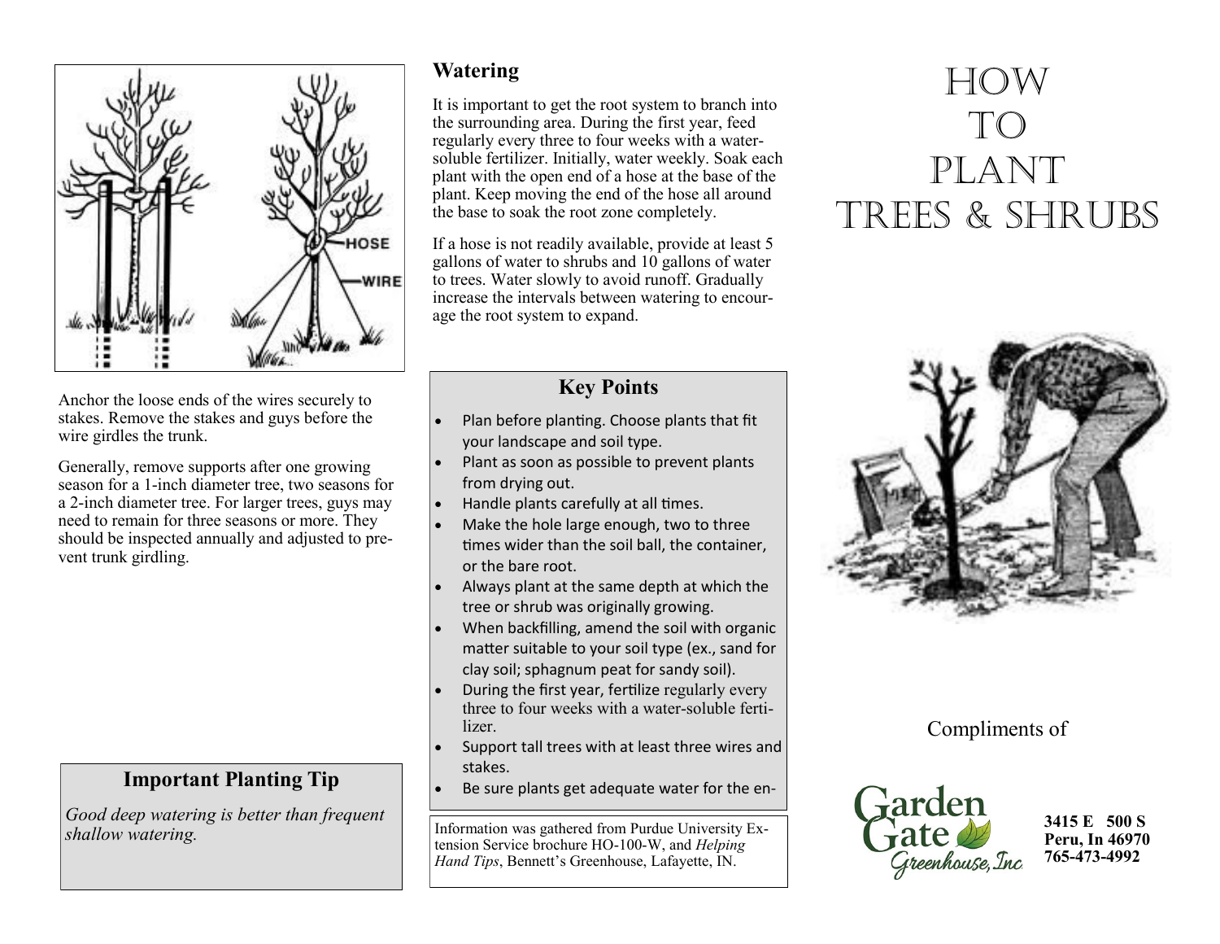HOSE

WIRE

Anchor the loose ends of the wires securely to stakes. Remove the stakes and guys before the wire girdles the trunk.

Generally, remove supports after one growing season for a 1-inch diameter tree, two seasons for a 2-inch diameter tree. For larger trees, guys may need to remain for three seasons or more. They should be inspected annually and adjusted to prevent trunk girdling.

## Important Planting Tip

*Good deep watering is better than frequent shallow watering.*

## Watering

It is important to get the root system to branch into the surrounding area. During the first year, feed regularly every three to four weeks with a water-soluble fertilizer. Initially, water weekly. Soak each plant with the open end of a hose at the base of the plant. Keep moving the end of the hose all around the base to soak the root zone completely.

If a hose is not readily available, provide at least 5 gallons of water to shrubs and 10 gallons of water to trees. Water slowly to avoid runoff. Gradually increase the intervals between watering to encourage the root system to expand.

## Key Points

- Plan before planting. Choose plants that fit your landscape and soil type.
- Plant as soon as possible to prevent plants from drying out.
- Handle plants carefully at all times.
- Make the hole large enough, two to three times wider than the soil ball, the container, or the bare root.
- Always plant at the same depth at which the tree or shrub was originally growing.
- When backfilling, amend the soil with organic matter suitable to your soil type (ex., sand for clay soil; sphagnum peat for sandy soil).
- During the first year, fertilize regularly every three to four weeks with a water-soluble fertilizer.
- Support tall trees with at least three wires and stakes.
- Be sure plants get adequate water for the en-

Information was gathered from Purdue University Extension Service brochure HO-100-W, and *Helping Hand Tips*, Bennett's Greenhouse, Lafayette, IN.

# How to Plant Trees & Shrubs

Compliments of

Garden Gate Greenhouse, Inc.

**3415 E 500 S**
**Peru, In 46970**
**765-473-4992**